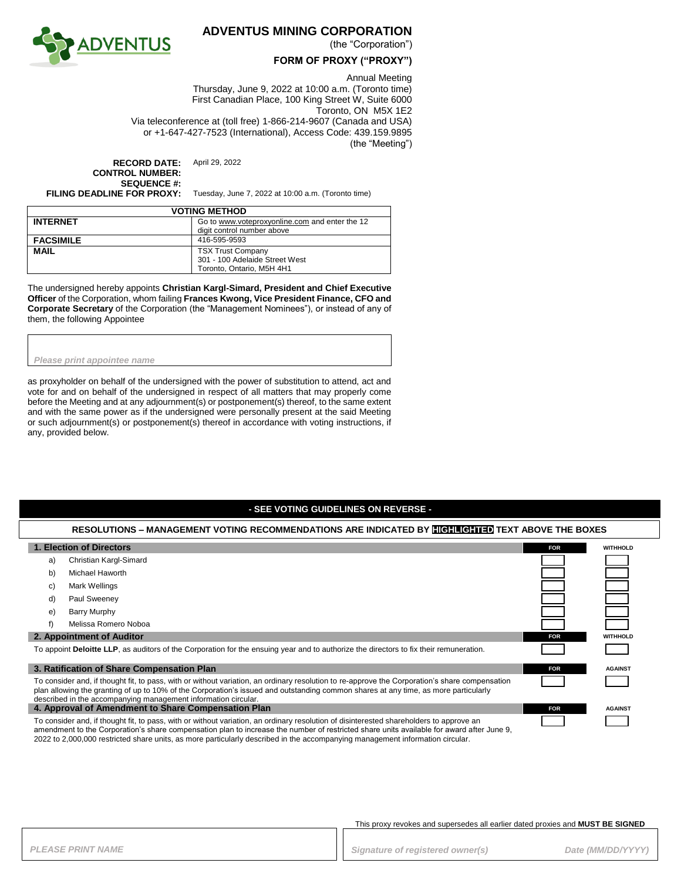# ADVENTUS MINING CORPORATION

(the "Corporation")

## FORM OF PROXY ("PROXY")

Annual Meeting
Thursday, June 9, 2022 at 10:00 a.m. (Toronto time)
First Canadian Place, 100 King Street W, Suite 6000
Toronto, ON M5X 1E2
Via teleconference at (toll free) 1-866-214-9607 (Canada and USA)
or +1-647-427-7523 (International), Access Code: 439.159.9895
(the "Meeting")

**RECORD DATE:** April 29, 2022
**CONTROL NUMBER:**
**SEQUENCE #:**
**FILING DEADLINE FOR PROXY:** Tuesday, June 7, 2022 at 10:00 a.m. (Toronto time)

| VOTING METHOD | |
|---|---|
| **INTERNET** | Go to www.voteproxyonline.com and enter the 12 digit control number above |
| **FACSIMILE** | 416-595-9593 |
| **MAIL** | TSX Trust Company<br>301 - 100 Adelaide Street West<br>Toronto, Ontario, M5H 4H1 |

The undersigned hereby appoints **Christian Kargl-Simard, President and Chief Executive Officer** of the Corporation, whom failing **Frances Kwong, Vice President Finance, CFO and Corporate Secretary** of the Corporation (the "Management Nominees"), or instead of any of them, the following Appointee

*Please print appointee name*

as proxyholder on behalf of the undersigned with the power of substitution to attend, act and vote for and on behalf of the undersigned in respect of all matters that may properly come before the Meeting and at any adjournment(s) or postponement(s) thereof, to the same extent and with the same power as if the undersigned were personally present at the said Meeting or such adjournment(s) or postponement(s) thereof in accordance with voting instructions, if any, provided below.

**- SEE VOTING GUIDELINES ON REVERSE -**

**RESOLUTIONS – MANAGEMENT VOTING RECOMMENDATIONS ARE INDICATED BY HIGHLIGHTED TEXT ABOVE THE BOXES**

| 1. Election of Directors | FOR | WITHHOLD |
|---|---|---|
| a) Christian Kargl-Simard | ☐ | ☐ |
| b) Michael Haworth | ☐ | ☐ |
| c) Mark Wellings | ☐ | ☐ |
| d) Paul Sweeney | ☐ | ☐ |
| e) Barry Murphy | ☐ | ☐ |
| f) Melissa Romero Noboa | ☐ | ☐ |

| 2. Appointment of Auditor | FOR | WITHHOLD |
|---|---|---|
| To appoint **Deloitte LLP**, as auditors of the Corporation for the ensuing year and to authorize the directors to fix their remuneration. | ☐ | ☐ |

| 3. Ratification of Share Compensation Plan | FOR | AGAINST |
|---|---|---|
| To consider and, if thought fit, to pass, with or without variation, an ordinary resolution to re-approve the Corporation's share compensation plan allowing the granting of up to 10% of the Corporation's issued and outstanding common shares at any time, as more particularly described in the accompanying management information circular. | ☐ | ☐ |

| 4. Approval of Amendment to Share Compensation Plan | FOR | AGAINST |
|---|---|---|
| To consider and, if thought fit, to pass, with or without variation, an ordinary resolution of disinterested shareholders to approve an amendment to the Corporation's share compensation plan to increase the number of restricted share units available for award after June 9, 2022 to 2,000,000 restricted share units, as more particularly described in the accompanying management information circular. | ☐ | ☐ |

This proxy revokes and supersedes all earlier dated proxies and **MUST BE SIGNED**

*PLEASE PRINT NAME*

*Signature of registered owner(s)* *Date (MM/DD/YYYY)*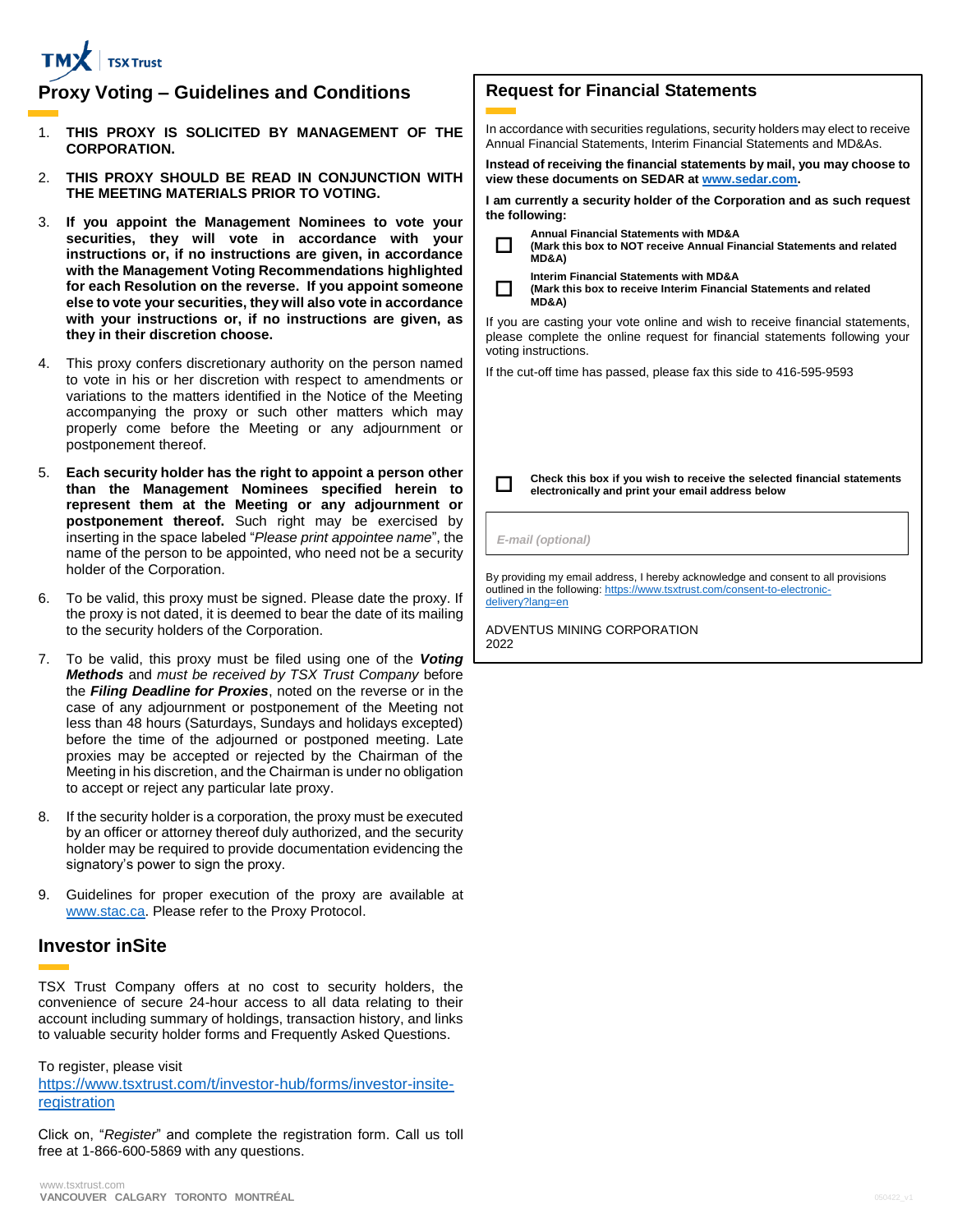TMX | TSX Trust

## Proxy Voting – Guidelines and Conditions

1. **THIS PROXY IS SOLICITED BY MANAGEMENT OF THE CORPORATION.**
2. **THIS PROXY SHOULD BE READ IN CONJUNCTION WITH THE MEETING MATERIALS PRIOR TO VOTING.**
3. **If you appoint the Management Nominees to vote your securities, they will vote in accordance with your instructions or, if no instructions are given, in accordance with the Management Voting Recommendations highlighted for each Resolution on the reverse. If you appoint someone else to vote your securities, they will also vote in accordance with your instructions or, if no instructions are given, as they in their discretion choose.**
4. This proxy confers discretionary authority on the person named to vote in his or her discretion with respect to amendments or variations to the matters identified in the Notice of the Meeting accompanying the proxy or such other matters which may properly come before the Meeting or any adjournment or postponement thereof.
5. **Each security holder has the right to appoint a person other than the Management Nominees specified herein to represent them at the Meeting or any adjournment or postponement thereof.** Such right may be exercised by inserting in the space labeled "*Please print appointee name*", the name of the person to be appointed, who need not be a security holder of the Corporation.
6. To be valid, this proxy must be signed. Please date the proxy. If the proxy is not dated, it is deemed to bear the date of its mailing to the security holders of the Corporation.
7. To be valid, this proxy must be filed using one of the ***Voting Methods*** and *must be received by TSX Trust Company* before the ***Filing Deadline for Proxies***, noted on the reverse or in the case of any adjournment or postponement of the Meeting not less than 48 hours (Saturdays, Sundays and holidays excepted) before the time of the adjourned or postponed meeting. Late proxies may be accepted or rejected by the Chairman of the Meeting in his discretion, and the Chairman is under no obligation to accept or reject any particular late proxy.
8. If the security holder is a corporation, the proxy must be executed by an officer or attorney thereof duly authorized, and the security holder may be required to provide documentation evidencing the signatory's power to sign the proxy.
9. Guidelines for proper execution of the proxy are available at www.stac.ca. Please refer to the Proxy Protocol.

## Investor inSite

TSX Trust Company offers at no cost to security holders, the convenience of secure 24-hour access to all data relating to their account including summary of holdings, transaction history, and links to valuable security holder forms and Frequently Asked Questions.

To register, please visit https://www.tsxtrust.com/t/investor-hub/forms/investor-insite-registration

Click on, "*Register*" and complete the registration form. Call us toll free at 1-866-600-5869 with any questions.

## Request for Financial Statements

In accordance with securities regulations, security holders may elect to receive Annual Financial Statements, Interim Financial Statements and MD&As.

**Instead of receiving the financial statements by mail, you may choose to view these documents on SEDAR at www.sedar.com.**

**I am currently a security holder of the Corporation and as such request the following:**

☐ **Annual Financial Statements with MD&A (Mark this box to NOT receive Annual Financial Statements and related MD&A)**

☐ **Interim Financial Statements with MD&A (Mark this box to receive Interim Financial Statements and related MD&A)**

If you are casting your vote online and wish to receive financial statements, please complete the online request for financial statements following your voting instructions.

If the cut-off time has passed, please fax this side to 416-595-9593

☐ **Check this box if you wish to receive the selected financial statements electronically and print your email address below**

*E-mail (optional)*

By providing my email address, I hereby acknowledge and consent to all provisions outlined in the following: https://www.tsxtrust.com/consent-to-electronic-delivery?lang=en

ADVENTUS MINING CORPORATION
2022